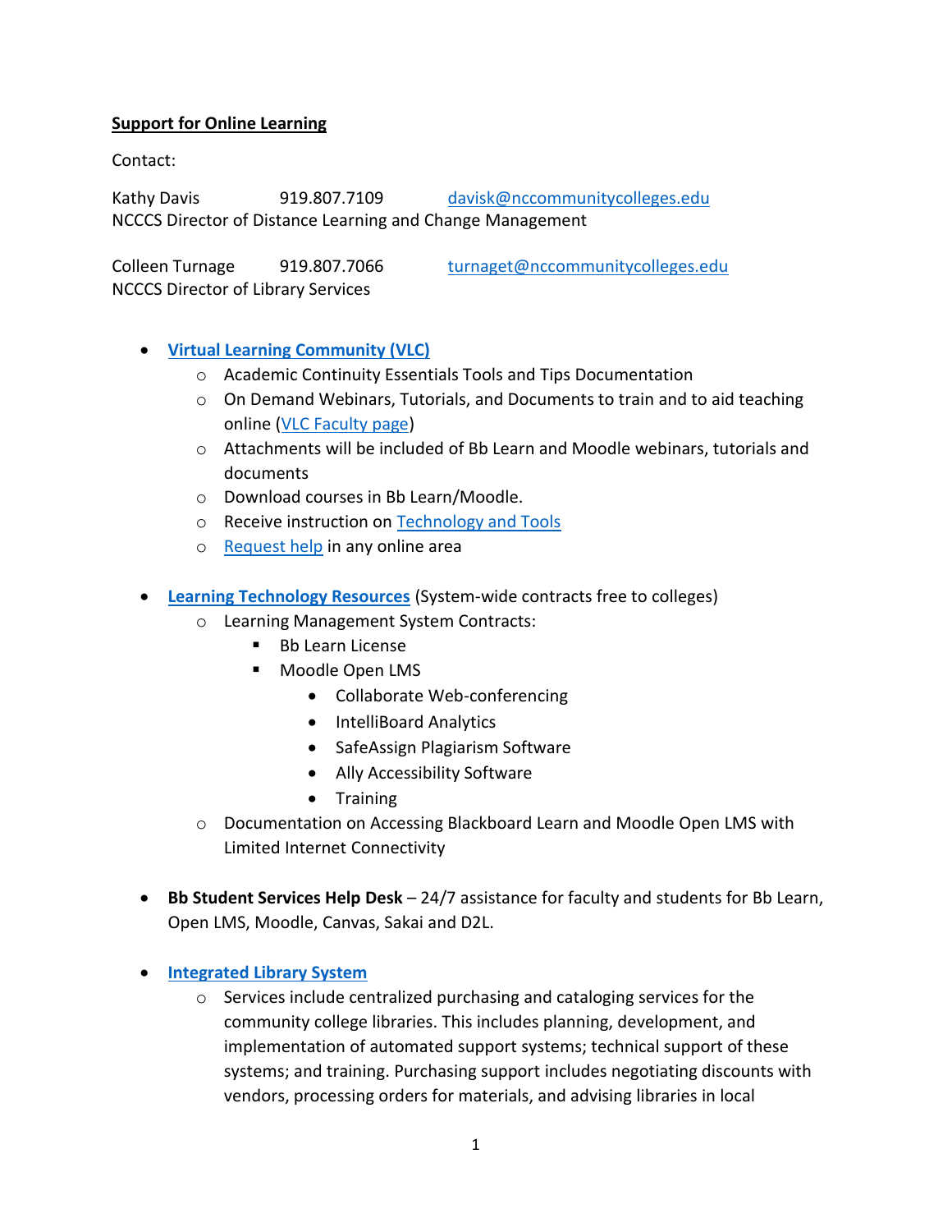**Support for Online Learning**

Contact:

Kathy Davis 919.807.7109 davisk@nccommunitycolleges.edu
NCCCS Director of Distance Learning and Change Management

Colleen Turnage 919.807.7066 turnaget@nccommunitycolleges.edu
NCCCS Director of Library Services

- **Virtual Learning Community (VLC)**
  - Academic Continuity Essentials Tools and Tips Documentation
  - On Demand Webinars, Tutorials, and Documents to train and to aid teaching online (VLC Faculty page)
  - Attachments will be included of Bb Learn and Moodle webinars, tutorials and documents
  - Download courses in Bb Learn/Moodle.
  - Receive instruction on Technology and Tools
  - Request help in any online area

- **Learning Technology Resources** (System-wide contracts free to colleges)
  - Learning Management System Contracts:
    - Bb Learn License
    - Moodle Open LMS
      - Collaborate Web-conferencing
      - IntelliBoard Analytics
      - SafeAssign Plagiarism Software
      - Ally Accessibility Software
      - Training
  - Documentation on Accessing Blackboard Learn and Moodle Open LMS with Limited Internet Connectivity

- **Bb Student Services Help Desk** – 24/7 assistance for faculty and students for Bb Learn, Open LMS, Moodle, Canvas, Sakai and D2L.

- **Integrated Library System**
  - Services include centralized purchasing and cataloging services for the community college libraries. This includes planning, development, and implementation of automated support systems; technical support of these systems; and training. Purchasing support includes negotiating discounts with vendors, processing orders for materials, and advising libraries in local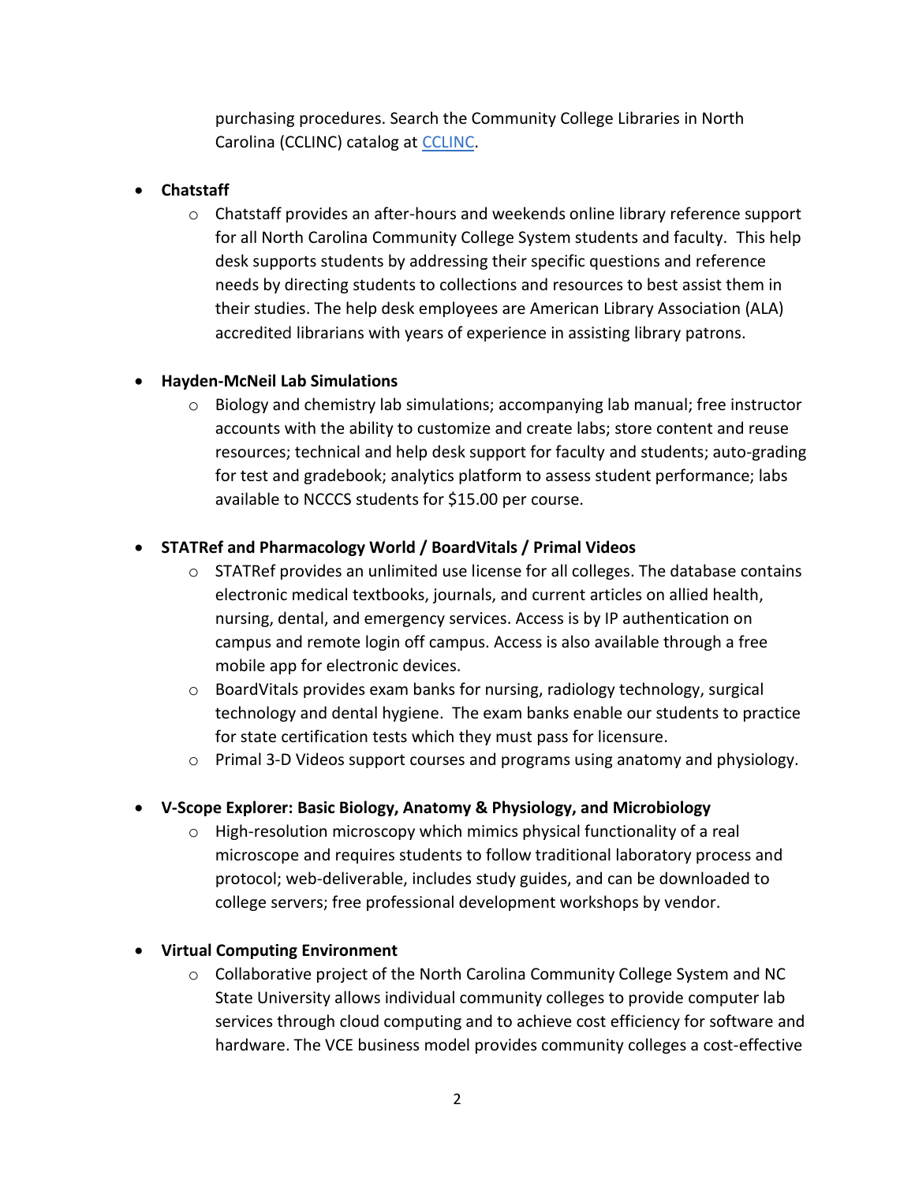purchasing procedures. Search the Community College Libraries in North Carolina (CCLINC) catalog at [CCLINC](CCLINC).

- **Chatstaff**
  - Chatstaff provides an after-hours and weekends online library reference support for all North Carolina Community College System students and faculty. This help desk supports students by addressing their specific questions and reference needs by directing students to collections and resources to best assist them in their studies. The help desk employees are American Library Association (ALA) accredited librarians with years of experience in assisting library patrons.

- **Hayden-McNeil Lab Simulations**
  - Biology and chemistry lab simulations; accompanying lab manual; free instructor accounts with the ability to customize and create labs; store content and reuse resources; technical and help desk support for faculty and students; auto-grading for test and gradebook; analytics platform to assess student performance; labs available to NCCCS students for $15.00 per course.

- **STATRef and Pharmacology World / BoardVitals / Primal Videos**
  - STATRef provides an unlimited use license for all colleges. The database contains electronic medical textbooks, journals, and current articles on allied health, nursing, dental, and emergency services. Access is by IP authentication on campus and remote login off campus. Access is also available through a free mobile app for electronic devices.
  - BoardVitals provides exam banks for nursing, radiology technology, surgical technology and dental hygiene. The exam banks enable our students to practice for state certification tests which they must pass for licensure.
  - Primal 3-D Videos support courses and programs using anatomy and physiology.

- **V-Scope Explorer: Basic Biology, Anatomy & Physiology, and Microbiology**
  - High-resolution microscopy which mimics physical functionality of a real microscope and requires students to follow traditional laboratory process and protocol; web-deliverable, includes study guides, and can be downloaded to college servers; free professional development workshops by vendor.

- **Virtual Computing Environment**
  - Collaborative project of the North Carolina Community College System and NC State University allows individual community colleges to provide computer lab services through cloud computing and to achieve cost efficiency for software and hardware. The VCE business model provides community colleges a cost-effective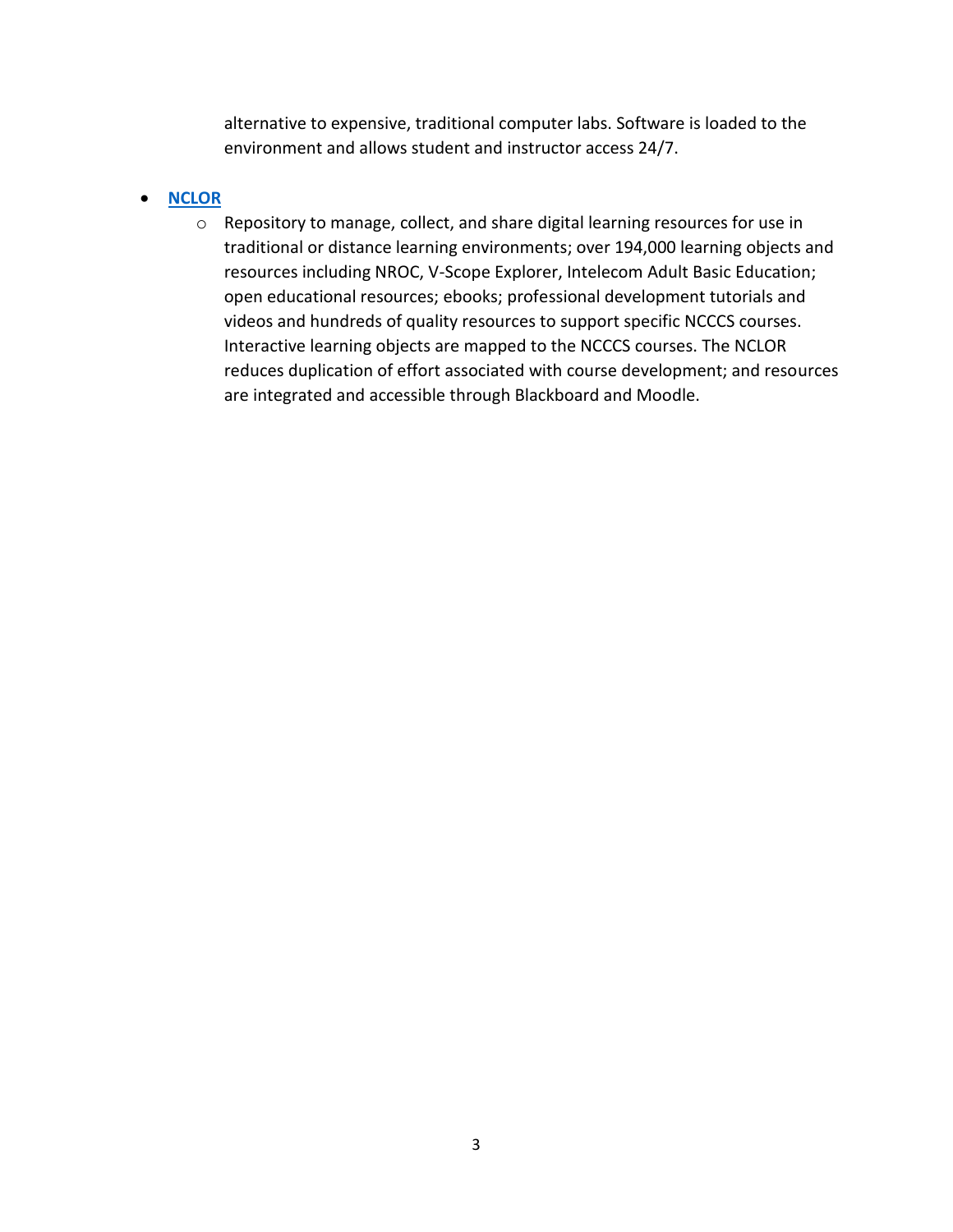alternative to expensive, traditional computer labs. Software is loaded to the environment and allows student and instructor access 24/7.

- **NCLOR**
  - Repository to manage, collect, and share digital learning resources for use in traditional or distance learning environments; over 194,000 learning objects and resources including NROC, V-Scope Explorer, Intelecom Adult Basic Education; open educational resources; ebooks; professional development tutorials and videos and hundreds of quality resources to support specific NCCCS courses. Interactive learning objects are mapped to the NCCCS courses. The NCLOR reduces duplication of effort associated with course development; and resources are integrated and accessible through Blackboard and Moodle.